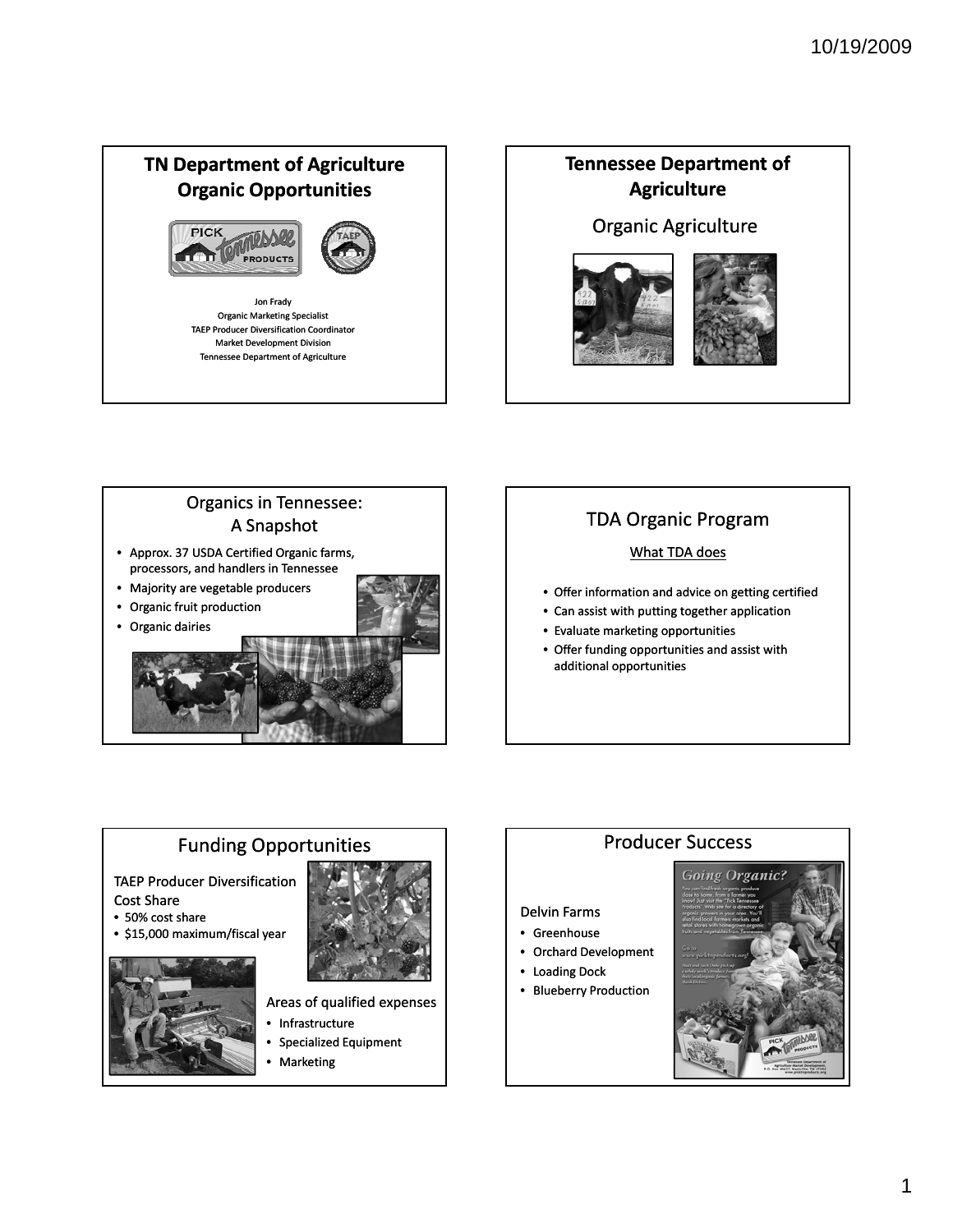## TN Department of Agriculture Organic Opportunities

Jon Frady
Organic Marketing Specialist
TAEP Producer Diversification Coordinator
Market Development Division
Tennessee Department of Agriculture

## Tennessee Department of Agriculture

Organic Agriculture

## Organics in Tennessee: A Snapshot

- Approx. 37 USDA Certified Organic farms, processors, and handlers in Tennessee
- Majority are vegetable producers
- Organic fruit production
- Organic dairies

## TDA Organic Program

What TDA does

- Offer information and advice on getting certified
- Can assist with putting together application
- Evaluate marketing opportunities
- Offer funding opportunities and assist with additional opportunities

## Funding Opportunities

TAEP Producer Diversification Cost Share

- 50% cost share
- $15,000 maximum/fiscal year

Areas of qualified expenses

- Infrastructure
- Specialized Equipment
- Marketing

## Producer Success

Delvin Farms

- Greenhouse
- Orchard Development
- Loading Dock
- Blueberry Production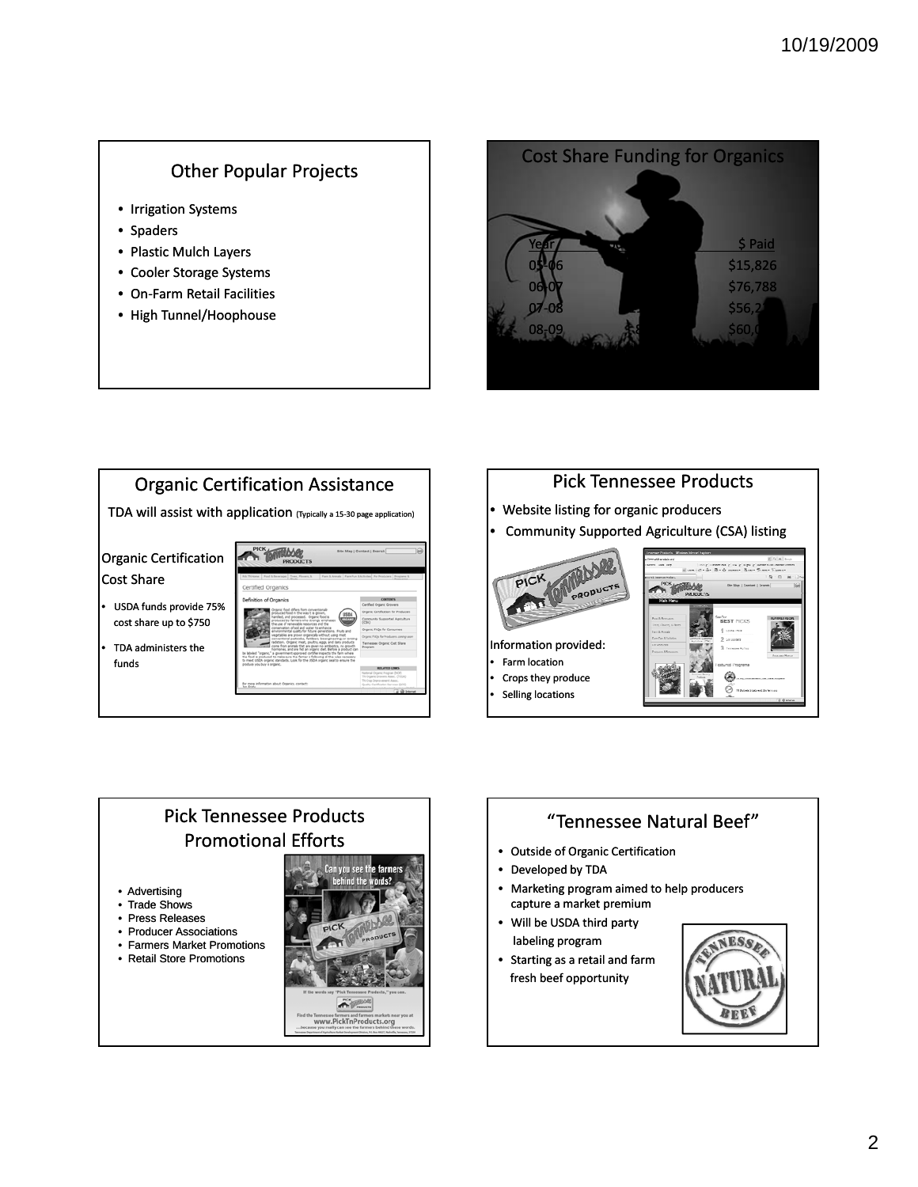## Other Popular Projects

- Irrigation Systems
- Spaders
- Plastic Mulch Layers
- Cooler Storage Systems
- On-Farm Retail Facilities
- High Tunnel/Hoophouse

## Cost Share Funding for Organics

| Year | $ Paid |
|---|---|
| 05-06 | $15,826 |
| 06-07 | $76,788 |
| 07-08 | $56,2 |
| 08-09 | $60,0 |

## Organic Certification Assistance

TDA will assist with application (Typically a 15-30 page application)

Organic Certification Cost Share

- USDA funds provide 75% cost share up to $750
- TDA administers the funds

## Pick Tennessee Products

- Website listing for organic producers
- Community Supported Agriculture (CSA) listing

Information provided:

- Farm location
- Crops they produce
- Selling locations

## Pick Tennessee Products Promotional Efforts

- Advertising
- Trade Shows
- Press Releases
- Producer Associations
- Farmers Market Promotions
- Retail Store Promotions

## "Tennessee Natural Beef"

- Outside of Organic Certification
- Developed by TDA
- Marketing program aimed to help producers capture a market premium
- Will be USDA third party labeling program
- Starting as a retail and farm fresh beef opportunity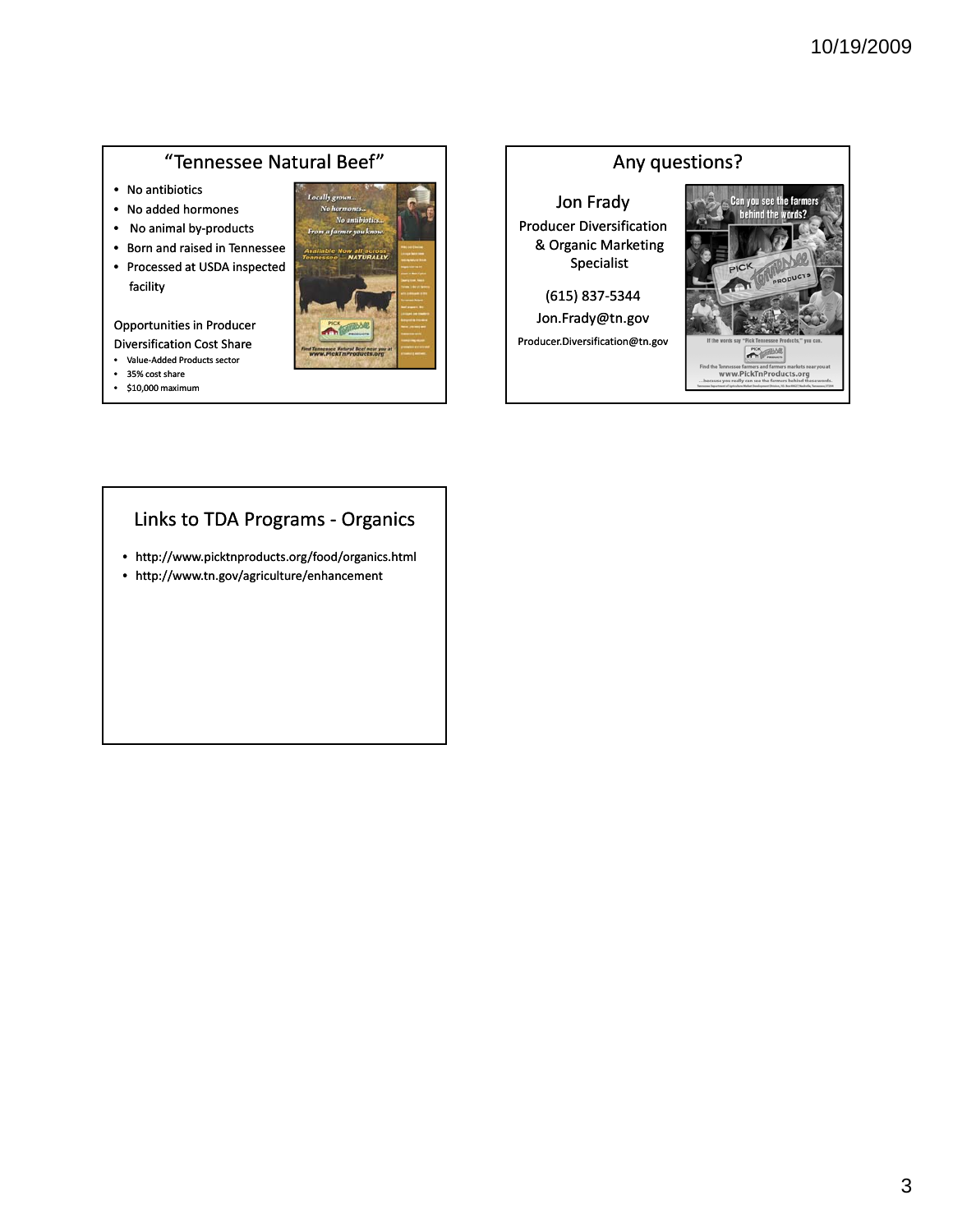## "Tennessee Natural Beef"

- No antibiotics
- No added hormones
- No animal by-products
- Born and raised in Tennessee
- Processed at USDA inspected facility

Opportunities in Producer Diversification Cost Share

- Value-Added Products sector
- 35% cost share
- $10,000 maximum

## Any questions?

Jon Frady

Producer Diversification & Organic Marketing Specialist

(615) 837-5344

Jon.Frady@tn.gov

Producer.Diversification@tn.gov

## Links to TDA Programs - Organics

- http://www.picktnproducts.org/food/organics.html
- http://www.tn.gov/agriculture/enhancement